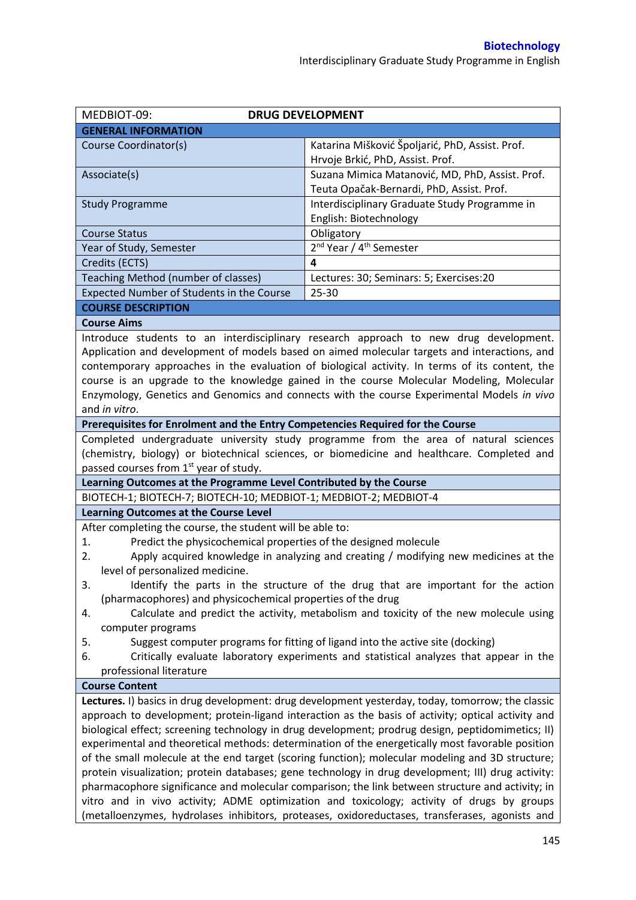| MEDBIOT-09: | DRUG DEVELOPMENT |
|---|---|
| **GENERAL INFORMATION** | |
| Course Coordinator(s) | Katarina Mišković Špoljarić, PhD, Assist. Prof.<br>Hrvoje Brkić, PhD, Assist. Prof. |
| Associate(s) | Suzana Mimica Matanović, MD, PhD, Assist. Prof.<br>Teuta Opačak-Bernardi, PhD, Assist. Prof. |
| Study Programme | Interdisciplinary Graduate Study Programme in English: Biotechnology |
| Course Status | Obligatory |
| Year of Study, Semester | 2nd Year / 4th Semester |
| Credits (ECTS) | **4** |
| Teaching Method (number of classes) | Lectures: 30; Seminars: 5; Exercises:20 |
| Expected Number of Students in the Course | 25-30 |

## COURSE DESCRIPTION

### Course Aims

Introduce students to an interdisciplinary research approach to new drug development. Application and development of models based on aimed molecular targets and interactions, and contemporary approaches in the evaluation of biological activity. In terms of its content, the course is an upgrade to the knowledge gained in the course Molecular Modeling, Molecular Enzymology, Genetics and Genomics and connects with the course Experimental Models *in vivo* and *in vitro*.

### Prerequisites for Enrolment and the Entry Competencies Required for the Course

Completed undergraduate university study programme from the area of natural sciences (chemistry, biology) or biotechnical sciences, or biomedicine and healthcare. Completed and passed courses from 1st year of study.

### Learning Outcomes at the Programme Level Contributed by the Course

BIOTECH-1; BIOTECH-7; BIOTECH-10; MEDBIOT-1; MEDBIOT-2; MEDBIOT-4

### Learning Outcomes at the Course Level

After completing the course, the student will be able to:

1. Predict the physicochemical properties of the designed molecule
2. Apply acquired knowledge in analyzing and creating / modifying new medicines at the level of personalized medicine.
3. Identify the parts in the structure of the drug that are important for the action (pharmacophores) and physicochemical properties of the drug
4. Calculate and predict the activity, metabolism and toxicity of the new molecule using computer programs
5. Suggest computer programs for fitting of ligand into the active site (docking)
6. Critically evaluate laboratory experiments and statistical analyzes that appear in the professional literature

### Course Content

**Lectures.** I) basics in drug development: drug development yesterday, today, tomorrow; the classic approach to development; protein-ligand interaction as the basis of activity; optical activity and biological effect; screening technology in drug development; prodrug design, peptidomimetics; II) experimental and theoretical methods: determination of the energetically most favorable position of the small molecule at the end target (scoring function); molecular modeling and 3D structure; protein visualization; protein databases; gene technology in drug development; III) drug activity: pharmacophore significance and molecular comparison; the link between structure and activity; in vitro and in vivo activity; ADME optimization and toxicology; activity of drugs by groups (metalloenzymes, hydrolases inhibitors, proteases, oxidoreductases, transferases, agonists and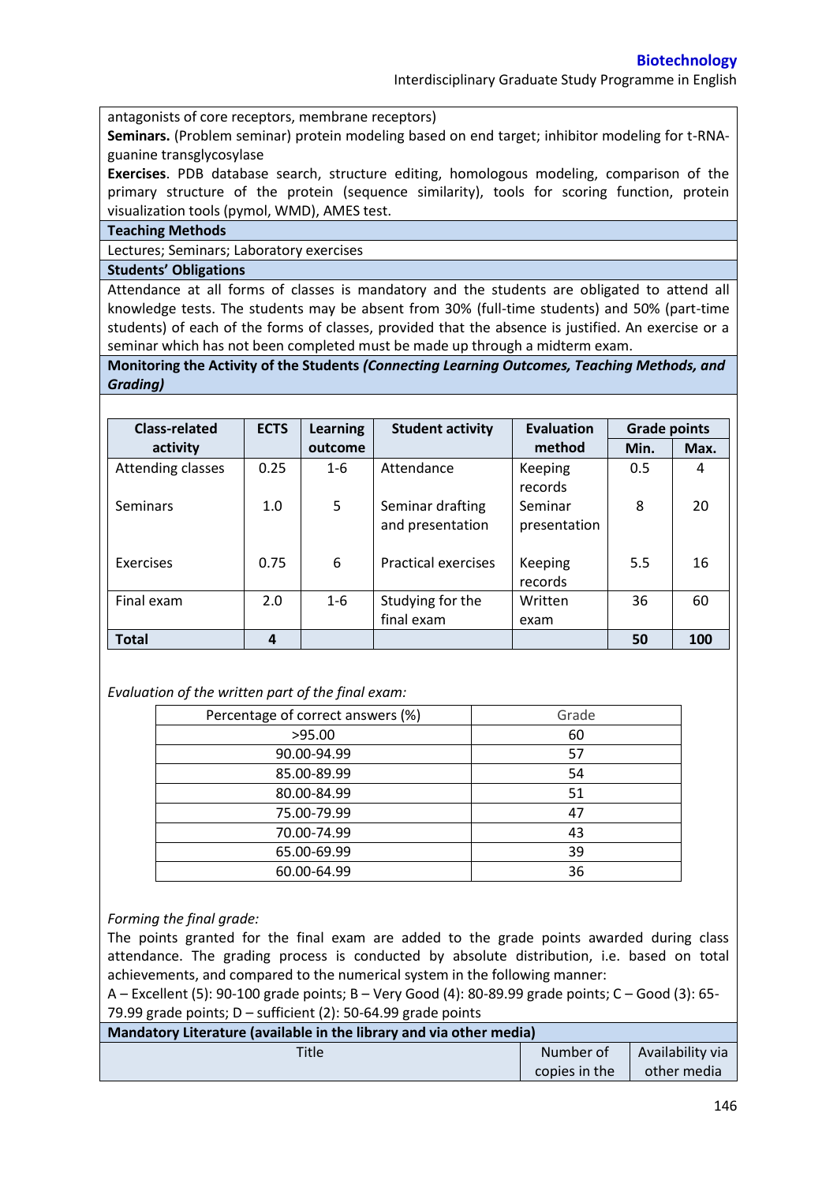antagonists of core receptors, membrane receptors)

**Seminars.** (Problem seminar) protein modeling based on end target; inhibitor modeling for t-RNA-guanine transglycosylase

**Exercises**. PDB database search, structure editing, homologous modeling, comparison of the primary structure of the protein (sequence similarity), tools for scoring function, protein visualization tools (pymol, WMD), AMES test.

**Teaching Methods**

Lectures; Seminars; Laboratory exercises

**Students' Obligations**

Attendance at all forms of classes is mandatory and the students are obligated to attend all knowledge tests. The students may be absent from 30% (full-time students) and 50% (part-time students) of each of the forms of classes, provided that the absence is justified. An exercise or a seminar which has not been completed must be made up through a midterm exam.

**Monitoring the Activity of the Students *(Connecting Learning Outcomes, Teaching Methods, and Grading)***

| Class-related activity | ECTS | Learning outcome | Student activity | Evaluation method | Grade points | |
|---|---|---|---|---|---|---|
| | | | | | Min. | Max. |
| Attending classes | 0.25 | 1-6 | Attendance | Keeping records | 0.5 | 4 |
| Seminars | 1.0 | 5 | Seminar drafting and presentation | Seminar presentation | 8 | 20 |
| Exercises | 0.75 | 6 | Practical exercises | Keeping records | 5.5 | 16 |
| Final exam | 2.0 | 1-6 | Studying for the final exam | Written exam | 36 | 60 |
| **Total** | **4** | | | | **50** | **100** |

*Evaluation of the written part of the final exam:*

| Percentage of correct answers (%) | Grade |
|---|---|
| >95.00 | 60 |
| 90.00-94.99 | 57 |
| 85.00-89.99 | 54 |
| 80.00-84.99 | 51 |
| 75.00-79.99 | 47 |
| 70.00-74.99 | 43 |
| 65.00-69.99 | 39 |
| 60.00-64.99 | 36 |

*Forming the final grade:*

The points granted for the final exam are added to the grade points awarded during class attendance. The grading process is conducted by absolute distribution, i.e. based on total achievements, and compared to the numerical system in the following manner:

A – Excellent (5): 90-100 grade points; B – Very Good (4): 80-89.99 grade points; C – Good (3): 65-79.99 grade points; D – sufficient (2): 50-64.99 grade points

**Mandatory Literature (available in the library and via other media)**

| Title | Number of copies in the | Availability via other media |
|---|---|---|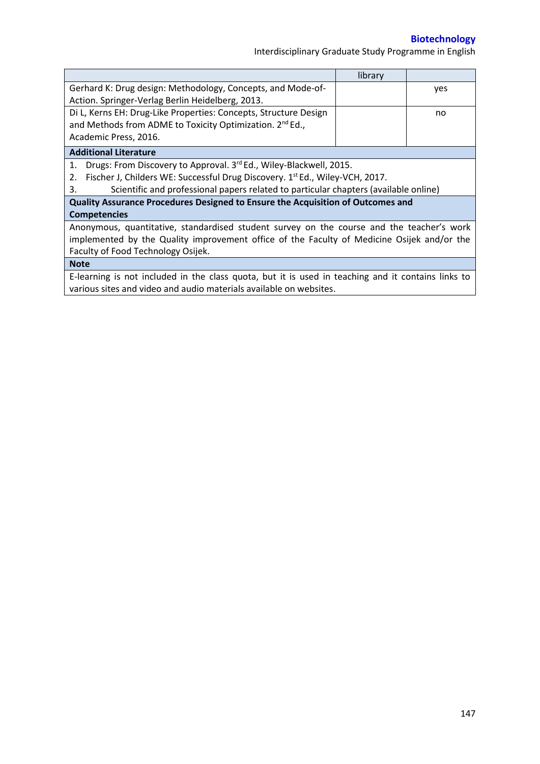| | library | |
|---|---|---|
| Gerhard K: Drug design: Methodology, Concepts, and Mode-of-Action. Springer-Verlag Berlin Heidelberg, 2013. | | yes |
| Di L, Kerns EH: Drug-Like Properties: Concepts, Structure Design and Methods from ADME to Toxicity Optimization. 2nd Ed., Academic Press, 2016. | | no |

**Additional Literature**

1. Drugs: From Discovery to Approval. 3rd Ed., Wiley-Blackwell, 2015.
2. Fischer J, Childers WE: Successful Drug Discovery. 1st Ed., Wiley-VCH, 2017.
3. Scientific and professional papers related to particular chapters (available online)

**Quality Assurance Procedures Designed to Ensure the Acquisition of Outcomes and Competencies**

Anonymous, quantitative, standardised student survey on the course and the teacher's work implemented by the Quality improvement office of the Faculty of Medicine Osijek and/or the Faculty of Food Technology Osijek.

**Note**

E-learning is not included in the class quota, but it is used in teaching and it contains links to various sites and video and audio materials available on websites.